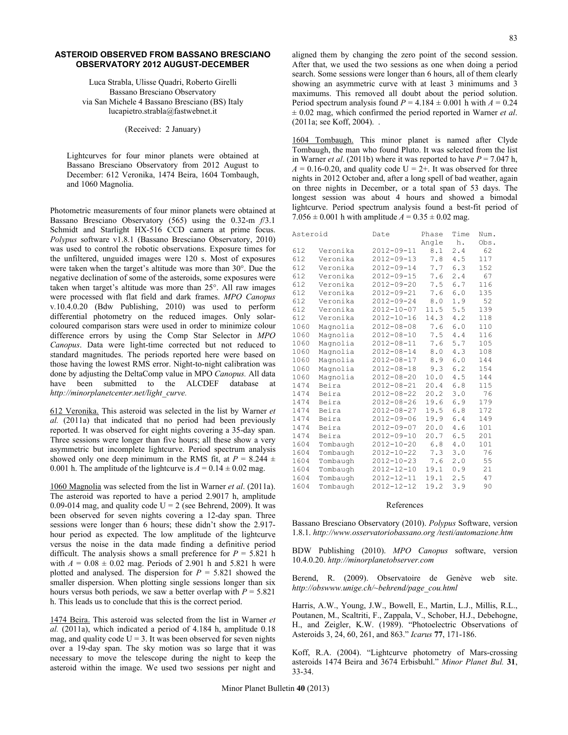# ASTEROID OBSERVED FROM BASSANO BRESCIANO OBSERVATORY 2012 AUGUST-DECEMBER

Luca Strabla, Ulisse Quadri, Roberto Girelli
Bassano Bresciano Observatory
via San Michele 4 Bassano Bresciano (BS) Italy
lucapietro.strabla@fastwebnet.it

(Received: 2 January)

Lightcurves for four minor planets were obtained at Bassano Bresciano Observatory from 2012 August to December: 612 Veronika, 1474 Beira, 1604 Tombaugh, and 1060 Magnolia.

Photometric measurements of four minor planets were obtained at Bassano Bresciano Observatory (565) using the 0.32-m *f*/3.1 Schmidt and Starlight HX-516 CCD camera at prime focus. *Polypus* software v1.8.1 (Bassano Bresciano Observatory, 2010) was used to control the robotic observations. Exposure times for the unfiltered, unguided images were 120 s. Most of exposures were taken when the target's altitude was more than 30°. Due the negative declination of some of the asteroids, some exposures were taken when target's altitude was more than 25°. All raw images were processed with flat field and dark frames. *MPO Canopus* v.10.4.0.20 (Bdw Publishing, 2010) was used to perform differential photometry on the reduced images. Only solar-coloured comparison stars were used in order to minimize colour difference errors by using the Comp Star Selector in *MPO Canopus*. Data were light-time corrected but not reduced to standard magnitudes. The periods reported here were based on those having the lowest RMS error. Night-to-night calibration was done by adjusting the DeltaComp value in MPO *Canopus.* All data have been submitted to the ALCDEF database at *http://minorplanetcenter.net/light_curve.*

<u>612 Veronika.</u> This asteroid was selected in the list by Warner *et al.* (2011a) that indicated that no period had been previously reported. It was observed for eight nights covering a 35-day span. Three sessions were longer than five hours; all these show a very asymmetric but incomplete lightcurve. Period spectrum analysis showed only one deep minimum in the RMS fit, at $P = 8.244 \pm 0.001$ h. The amplitude of the lightcurve is $A = 0.14 \pm 0.02$ mag.

<u>1060 Magnolia</u> was selected from the list in Warner *et al*. (2011a). The asteroid was reported to have a period 2.9017 h, amplitude 0.09-014 mag, and quality code U = 2 (see Behrend, 2009). It was been observed for seven nights covering a 12-day span. Three sessions were longer than 6 hours; these didn't show the 2.917-hour period as expected. The low amplitude of the lightcurve versus the noise in the data made finding a definitive period difficult. The analysis shows a small preference for $P = 5.821$ h with $A = 0.08 \pm 0.02$ mag. Periods of 2.901 h and 5.821 h were plotted and analysed. The dispersion for $P = 5.821$ showed the smaller dispersion. When plotting single sessions longer than six hours versus both periods, we saw a better overlap with $P = 5.821$ h. This leads us to conclude that this is the correct period.

<u>1474 Beira.</u> This asteroid was selected from the list in Warner *et al.* (2011a), which indicated a period of 4.184 h, amplitude 0.18 mag, and quality code U = 3. It was been observed for seven nights over a 19-day span. The sky motion was so large that it was necessary to move the telescope during the night to keep the asteroid within the image. We used two sessions per night and aligned them by changing the zero point of the second session. After that, we used the two sessions as one when doing a period search. Some sessions were longer than 6 hours, all of them clearly showing an asymmetric curve with at least 3 minimums and 3 maximums. This removed all doubt about the period solution. Period spectrum analysis found $P = 4.184 \pm 0.001$ h with $A = 0.24 \pm 0.02$ mag, which confirmed the period reported in Warner *et al*. (2011a; see Koff, 2004). .

<u>1604 Tombaugh.</u> This minor planet is named after Clyde Tombaugh, the man who found Pluto. It was selected from the list in Warner *et al*. (2011b) where it was reported to have $P = 7.047$ h, $A = 0.16$-$0.20$, and quality code U = 2+. It was observed for three nights in 2012 October and, after a long spell of bad weather, again on three nights in December, or a total span of 53 days. The longest session was about 4 hours and showed a bimodal lightcurve. Period spectrum analysis found a best-fit period of $7.056 \pm 0.001$ h with amplitude $A = 0.35 \pm 0.02$ mag.

| Asteroid | | Date | Phase Angle | Time h. | Num. Obs. |
|---|---|---|---|---|---|
| 612 | Veronika | 2012-09-11 | 8.1 | 2.4 | 62 |
| 612 | Veronika | 2012-09-13 | 7.8 | 4.5 | 117 |
| 612 | Veronika | 2012-09-14 | 7.7 | 6.3 | 152 |
| 612 | Veronika | 2012-09-15 | 7.6 | 2.4 | 67 |
| 612 | Veronika | 2012-09-20 | 7.5 | 6.7 | 116 |
| 612 | Veronika | 2012-09-21 | 7.6 | 6.0 | 135 |
| 612 | Veronika | 2012-09-24 | 8.0 | 1.9 | 52 |
| 612 | Veronika | 2012-10-07 | 11.5 | 5.5 | 139 |
| 612 | Veronika | 2012-10-16 | 14.3 | 4.2 | 118 |
| 1060 | Magnolia | 2012-08-08 | 7.6 | 6.0 | 110 |
| 1060 | Magnolia | 2012-08-10 | 7.5 | 4.4 | 116 |
| 1060 | Magnolia | 2012-08-11 | 7.6 | 5.7 | 105 |
| 1060 | Magnolia | 2012-08-14 | 8.0 | 4.3 | 108 |
| 1060 | Magnolia | 2012-08-17 | 8.9 | 6.0 | 144 |
| 1060 | Magnolia | 2012-08-18 | 9.3 | 6.2 | 154 |
| 1060 | Magnolia | 2012-08-20 | 10.0 | 4.5 | 144 |
| 1474 | Beira | 2012-08-21 | 20.4 | 6.8 | 115 |
| 1474 | Beira | 2012-08-22 | 20.2 | 3.0 | 76 |
| 1474 | Beira | 2012-08-26 | 19.6 | 6.9 | 179 |
| 1474 | Beira | 2012-08-27 | 19.5 | 6.8 | 172 |
| 1474 | Beira | 2012-09-06 | 19.9 | 6.4 | 149 |
| 1474 | Beira | 2012-09-07 | 20.0 | 4.6 | 101 |
| 1474 | Beira | 2012-09-10 | 20.7 | 6.5 | 201 |
| 1604 | Tombaugh | 2012-10-20 | 6.8 | 4.0 | 101 |
| 1604 | Tombaugh | 2012-10-22 | 7.3 | 3.0 | 76 |
| 1604 | Tombaugh | 2012-10-23 | 7.6 | 2.0 | 55 |
| 1604 | Tombaugh | 2012-12-10 | 19.1 | 0.9 | 21 |
| 1604 | Tombaugh | 2012-12-11 | 19.1 | 2.5 | 47 |
| 1604 | Tombaugh | 2012-12-12 | 19.2 | 3.9 | 90 |

## References

Bassano Bresciano Observatory (2010). *Polypus* Software, version 1.8.1. *http://www.osservatoriobassano.org /testi/automazione.htm*

BDW Publishing (2010). *MPO Canopus* software, version 10.4.0.20. *http://minorplanetobserver.com*

Berend, R. (2009). Observatoire de Genève web site. *http://obswww.unige.ch/~behrend/page_cou.html*

Harris, A.W., Young, J.W., Bowell, E., Martin, L.J., Millis, R.L., Poutanen, M., Scaltriti, F., Zappala, V., Schober, H.J., Debehogne, H., and Zeigler, K.W. (1989). "Photoelectric Observations of Asteroids 3, 24, 60, 261, and 863." *Icarus* **77**, 171-186.

Koff, R.A. (2004). "Lightcurve photometry of Mars-crossing asteroids 1474 Beira and 3674 Erbisbuhl." *Minor Planet Bul.* **31**, 33-34.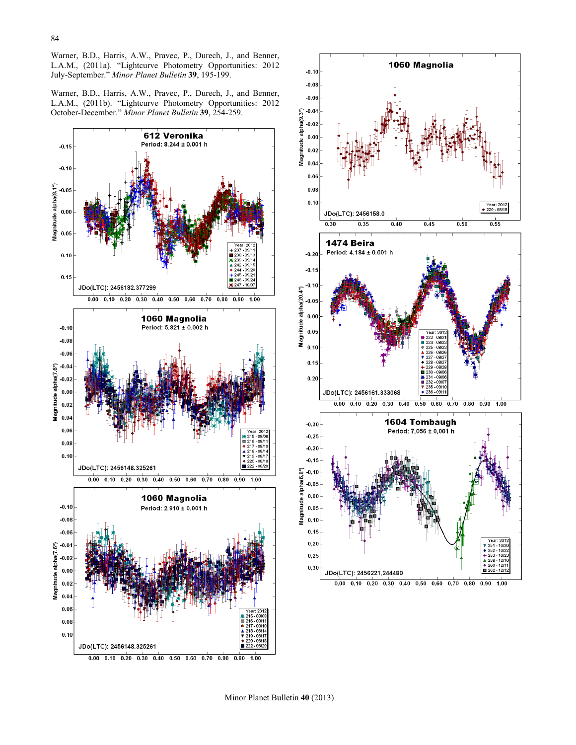Warner, B.D., Harris, A.W., Pravec, P., Durech, J., and Benner, L.A.M., (2011a). "Lightcurve Photometry Opportunities: 2012 July-September." *Minor Planet Bulletin* **39**, 195-199.

Warner, B.D., Harris, A.W., Pravec, P., Durech, J., and Benner, L.A.M., (2011b). "Lightcurve Photometry Opportunities: 2012 October-December." *Minor Planet Bulletin* **39**, 254-259.

612 Veronika
Period: 8.244 ± 0.001 h
Magnitude alpha(8.1°)
Year: 2012
237 - 09/11
238 - 09/13
239 - 09/14
242 - 09/15
244 - 09/20
245 - 09/21
246 - 09/24
247 - 10/07
JDo(LTC): 2456182.377299

1060 Magnolia
Period: 5.821 ± 0.002 h
Magnitude alpha(7.6°)
Year: 2012
215 - 08/08
216 - 08/11
217 - 08/10
218 - 08/14
219 - 08/17
220 - 08/18
222 - 08/20
JDo(LTC): 2456148.325261

1060 Magnolia
Period: 2.910 ± 0.001 h
Magnitude alpha(7.6°)
Year: 2012
215 - 08/08
216 - 08/11
217 - 08/10
218 - 08/14
219 - 08/17
220 - 08/18
222 - 08/20
JDo(LTC): 2456148.325261

1060 Magnolia
Magnitude alpha(9.3°)
Year: 2012
220 - 08/18
JDo(LTC): 2456158.0

1474 Beira
Period: 4.184 ± 0.001 h
Magnitude alpha(20.4°)
Year: 2012
223 - 08/21
224 - 08/22
225 - 08/22
226 - 08/26
227 - 08/27
228 - 08/27
229 - 08/28
230 - 09/06
231 - 09/06
232 - 09/07
235 - 09/10
236 - 09/11
JDo(LTC): 2456161.333068

1604 Tombaugh
Period: 7,056 ± 0,001 h
Magnitude alpha(6.8°)
Year: 2012
251 - 10/20
252 - 10/22
253 - 10/23
258 - 12/10
260 - 12/11
262 - 12/12
JDo(LTC): 2456221,244480